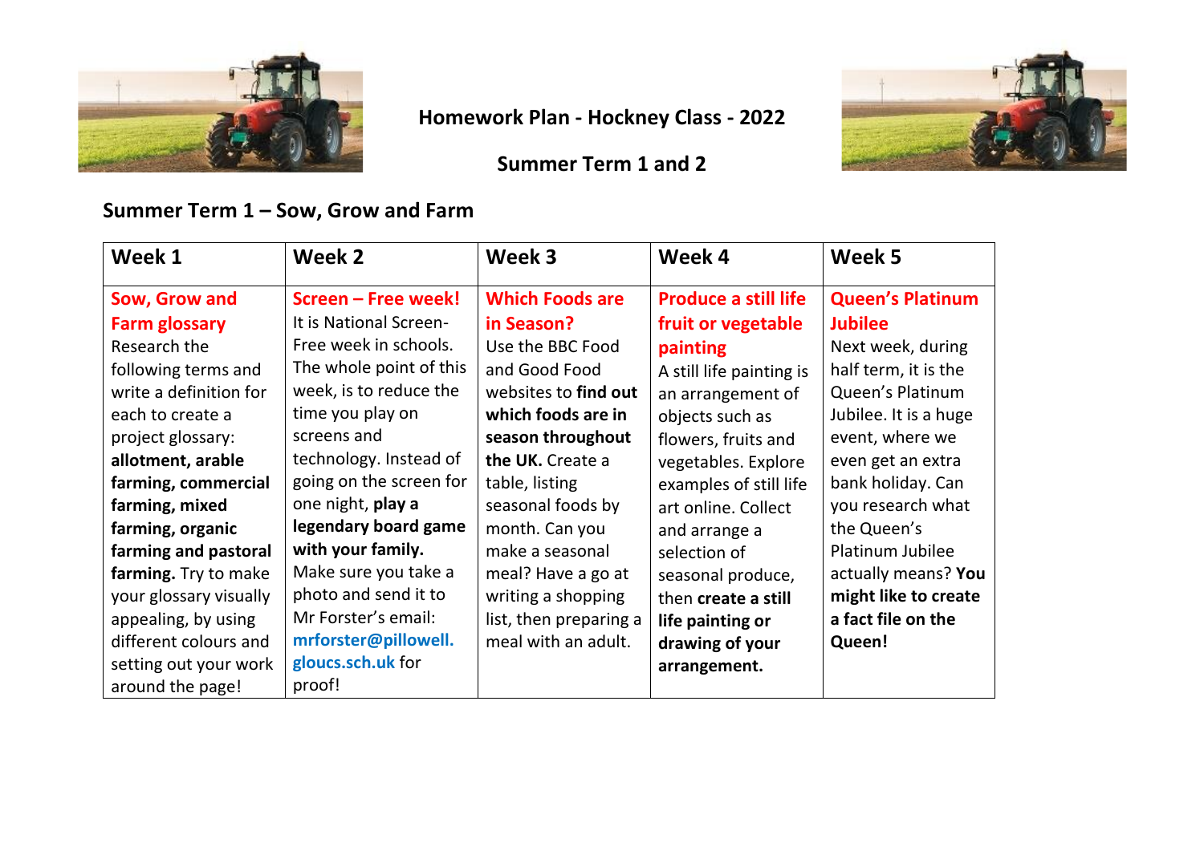# Homework Plan - Hockney Class - 2022

## Summer Term 1 and 2

### Summer Term 1 – Sow, Grow and Farm

| Week 1 | Week 2 | Week 3 | Week 4 | Week 5 |
|---|---|---|---|---|
| **Sow, Grow and Farm glossary** Research the following terms and write a definition for each to create a project glossary: **allotment, arable farming, commercial farming, mixed farming, organic farming and pastoral farming.** Try to make your glossary visually appealing, by using different colours and setting out your work around the page! | **Screen – Free week!** It is National Screen-Free week in schools. The whole point of this week, is to reduce the time you play on screens and technology. Instead of going on the screen for one night, **play a legendary board game with your family.** Make sure you take a photo and send it to Mr Forster's email: **mrforster@pillowell.gloucs.sch.uk** for proof! | **Which Foods are in Season?** Use the BBC Food and Good Food websites to **find out which foods are in season throughout the UK.** Create a table, listing seasonal foods by month. Can you make a seasonal meal? Have a go at writing a shopping list, then preparing a meal with an adult. | **Produce a still life fruit or vegetable painting** A still life painting is an arrangement of objects such as flowers, fruits and vegetables. Explore examples of still life art online. Collect and arrange a selection of seasonal produce, then **create a still life painting or drawing of your arrangement.** | **Queen's Platinum Jubilee** Next week, during half term, it is the Queen's Platinum Jubilee. It is a huge event, where we even get an extra bank holiday. Can you research what the Queen's Platinum Jubilee actually means? **You might like to create a fact file on the Queen!** |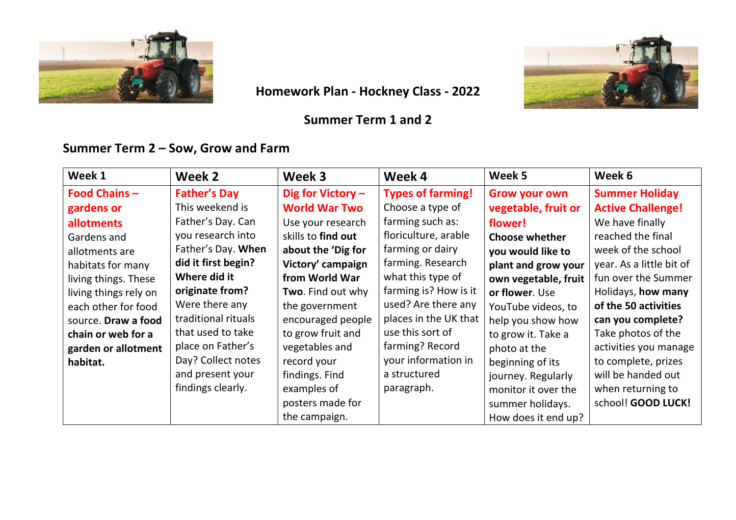**Homework Plan - Hockney Class - 2022**

**Summer Term 1 and 2**

## Summer Term 2 – Sow, Grow and Farm

| Week 1 | Week 2 | Week 3 | Week 4 | Week 5 | Week 6 |
|---|---|---|---|---|---|
| **Food Chains – gardens or allotments** Gardens and allotments are habitats for many living things. These living things rely on each other for food source. **Draw a food chain or web for a garden or allotment habitat.** | **Father's Day** This weekend is Father's Day. Can you research into Father's Day. **When did it first begin? Where did it originate from?** Were there any traditional rituals that used to take place on Father's Day? Collect notes and present your findings clearly. | **Dig for Victory – World War Two** Use your research skills to **find out about the 'Dig for Victory' campaign from World War Two**. Find out why the government encouraged people to grow fruit and vegetables and record your findings. Find examples of posters made for the campaign. | **Types of farming!** Choose a type of farming such as: floriculture, arable farming or dairy farming. Research what this type of farming is? How is it used? Are there any places in the UK that use this sort of farming? Record your information in a structured paragraph. | **Grow your own vegetable, fruit or flower!** **Choose whether you would like to plant and grow your own vegetable, fruit or flower**. Use YouTube videos, to help you show how to grow it. Take a photo at the beginning of its journey. Regularly monitor it over the summer holidays. How does it end up? | **Summer Holiday Active Challenge!** We have finally reached the final week of the school year. As a little bit of fun over the Summer Holidays, **how many of the 50 activities can you complete?** Take photos of the activities you manage to complete, prizes will be handed out when returning to school! **GOOD LUCK!** |